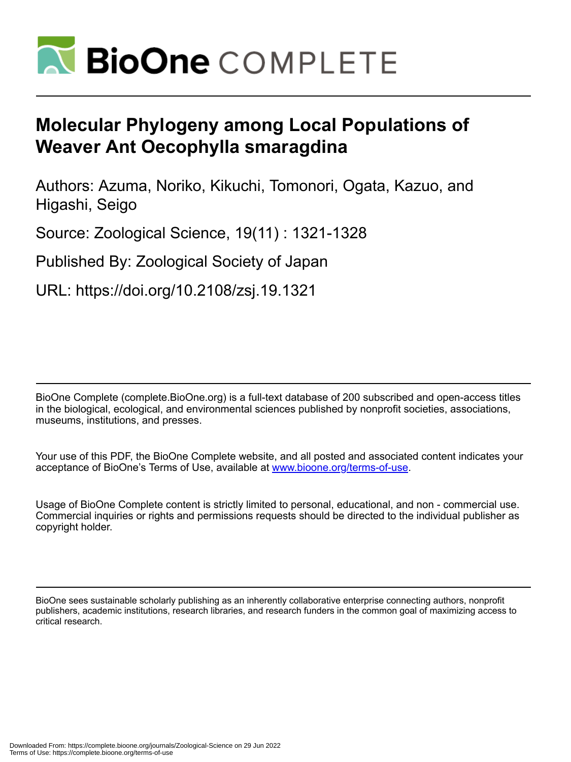# Molecular Phylogeny among Local Populations of Weaver Ant Oecophylla smaragdina

Authors: Azuma, Noriko, Kikuchi, Tomonori, Ogata, Kazuo, and Higashi, Seigo

Source: Zoological Science, 19(11) : 1321-1328

Published By: Zoological Society of Japan

URL: https://doi.org/10.2108/zsj.19.1321

BioOne Complete (complete.BioOne.org) is a full-text database of 200 subscribed and open-access titles in the biological, ecological, and environmental sciences published by nonprofit societies, associations, museums, institutions, and presses.

Your use of this PDF, the BioOne Complete website, and all posted and associated content indicates your acceptance of BioOne's Terms of Use, available at www.bioone.org/terms-of-use.

Usage of BioOne Complete content is strictly limited to personal, educational, and non - commercial use. Commercial inquiries or rights and permissions requests should be directed to the individual publisher as copyright holder.

BioOne sees sustainable scholarly publishing as an inherently collaborative enterprise connecting authors, nonprofit publishers, academic institutions, research libraries, and research funders in the common goal of maximizing access to critical research.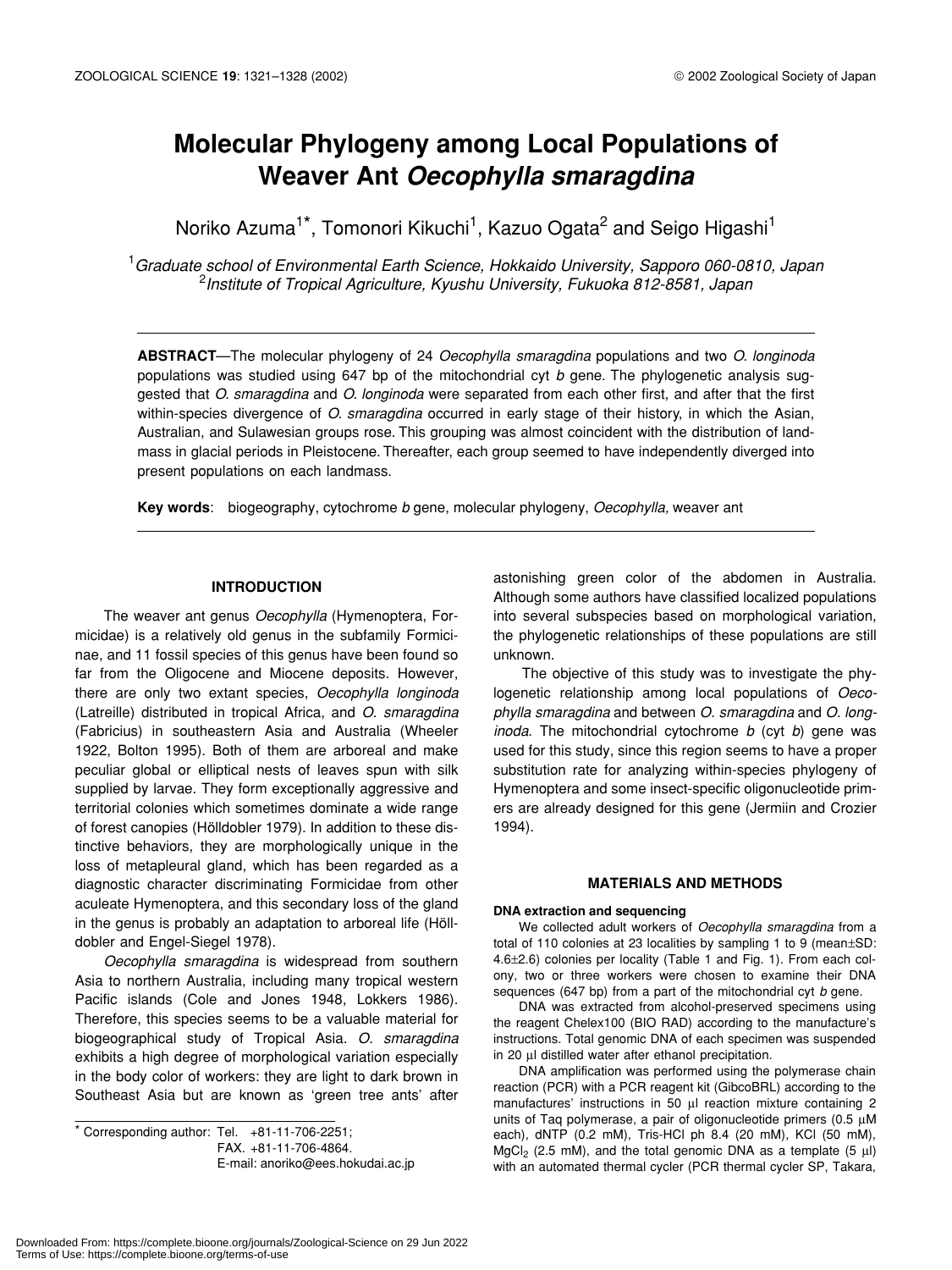# Molecular Phylogeny among Local Populations of Weaver Ant *Oecophylla smaragdina*

Noriko Azuma[1]*, Tomonori Kikuchi[1], Kazuo Ogata[2] and Seigo Higashi[1]

[1]*Graduate school of Environmental Earth Science, Hokkaido University, Sapporo 060-0810, Japan*
[2]*Institute of Tropical Agriculture, Kyushu University, Fukuoka 812-8581, Japan*

**ABSTRACT**—The molecular phylogeny of 24 *Oecophylla smaragdina* populations and two *O. longinoda* populations was studied using 647 bp of the mitochondrial cyt *b* gene. The phylogenetic analysis suggested that *O. smaragdina* and *O. longinoda* were separated from each other first, and after that the first within-species divergence of *O. smaragdina* occurred in early stage of their history, in which the Asian, Australian, and Sulawesian groups rose. This grouping was almost coincident with the distribution of landmass in glacial periods in Pleistocene. Thereafter, each group seemed to have independently diverged into present populations on each landmass.

**Key words**: biogeography, cytochrome *b* gene, molecular phylogeny, *Oecophylla*, weaver ant

## INTRODUCTION

The weaver ant genus *Oecophylla* (Hymenoptera, Formicidae) is a relatively old genus in the subfamily Formicinae, and 11 fossil species of this genus have been found so far from the Oligocene and Miocene deposits. However, there are only two extant species, *Oecophylla longinoda* (Latreille) distributed in tropical Africa, and *O. smaragdina* (Fabricius) in southeastern Asia and Australia (Wheeler 1922, Bolton 1995). Both of them are arboreal and make peculiar global or elliptical nests of leaves spun with silk supplied by larvae. They form exceptionally aggressive and territorial colonies which sometimes dominate a wide range of forest canopies (Hölldobler 1979). In addition to these distinctive behaviors, they are morphologically unique in the loss of metapleural gland, which has been regarded as a diagnostic character discriminating Formicidae from other aculeate Hymenoptera, and this secondary loss of the gland in the genus is probably an adaptation to arboreal life (Hölldobler and Engel-Siegel 1978).

*Oecophylla smaragdina* is widespread from southern Asia to northern Australia, including many tropical western Pacific islands (Cole and Jones 1948, Lokkers 1986). Therefore, this species seems to be a valuable material for biogeographical study of Tropical Asia. *O. smaragdina* exhibits a high degree of morphological variation especially in the body color of workers: they are light to dark brown in Southeast Asia but are known as 'green tree ants' after astonishing green color of the abdomen in Australia. Although some authors have classified localized populations into several subspecies based on morphological variation, the phylogenetic relationships of these populations are still unknown.

The objective of this study was to investigate the phylogenetic relationship among local populations of *Oecophylla smaragdina* and between *O. smaragdina* and *O. longinoda*. The mitochondrial cytochrome *b* (cyt *b*) gene was used for this study, since this region seems to have a proper substitution rate for analyzing within-species phylogeny of Hymenoptera and some insect-specific oligonucleotide primers are already designed for this gene (Jermiin and Crozier 1994).

## MATERIALS AND METHODS

### DNA extraction and sequencing

We collected adult workers of *Oecophylla smaragdina* from a total of 110 colonies at 23 localities by sampling 1 to 9 (mean±SD: 4.6±2.6) colonies per locality (Table 1 and Fig. 1). From each colony, two or three workers were chosen to examine their DNA sequences (647 bp) from a part of the mitochondrial cyt *b* gene.

DNA was extracted from alcohol-preserved specimens using the reagent Chelex100 (BIO RAD) according to the manufacture's instructions. Total genomic DNA of each specimen was suspended in 20 µl distilled water after ethanol precipitation.

DNA amplification was performed using the polymerase chain reaction (PCR) with a PCR reagent kit (GibcoBRL) according to the manufactures' instructions in 50 µl reaction mixture containing 2 units of Taq polymerase, a pair of oligonucleotide primers (0.5 µM each), dNTP (0.2 mM), Tris-HCl ph 8.4 (20 mM), KCl (50 mM), $MgCl_2$ (2.5 mM), and the total genomic DNA as a template (5 µl) with an automated thermal cycler (PCR thermal cycler SP, Takara,

---

\* Corresponding author: Tel. +81-11-706-2251;
FAX. +81-11-706-4864.
E-mail: anoriko@ees.hokudai.ac.jp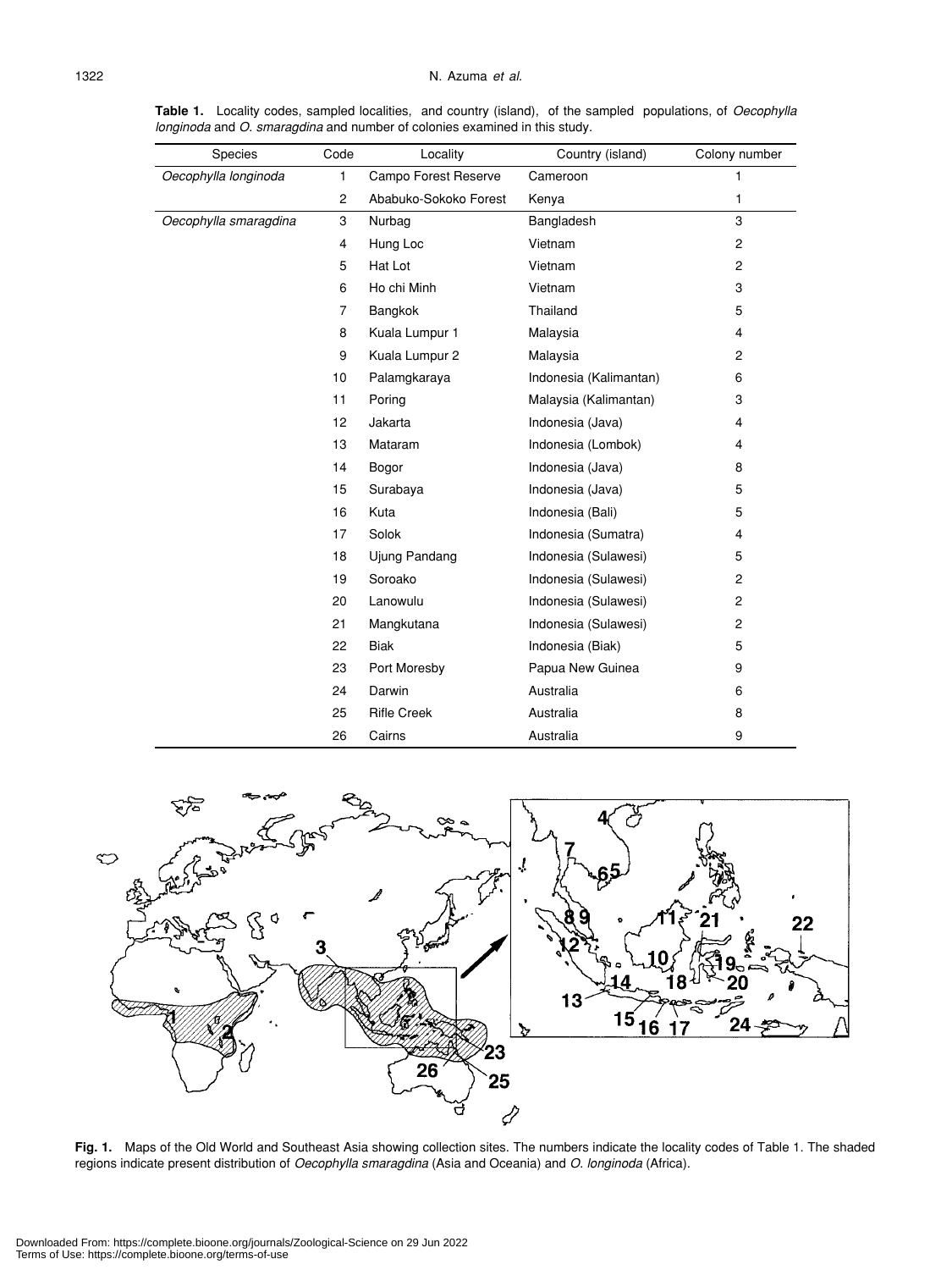**Table 1.** Locality codes, sampled localities, and country (island), of the sampled populations, of *Oecophylla longinoda* and *O. smaragdina* and number of colonies examined in this study.

| Species | Code | Locality | Country (island) | Colony number |
|---|---|---|---|---|
| *Oecophylla longinoda* | 1 | Campo Forest Reserve | Cameroon | 1 |
| | 2 | Ababuko-Sokoko Forest | Kenya | 1 |
| *Oecophylla smaragdina* | 3 | Nurbag | Bangladesh | 3 |
| | 4 | Hung Loc | Vietnam | 2 |
| | 5 | Hat Lot | Vietnam | 2 |
| | 6 | Ho chi Minh | Vietnam | 3 |
| | 7 | Bangkok | Thailand | 5 |
| | 8 | Kuala Lumpur 1 | Malaysia | 4 |
| | 9 | Kuala Lumpur 2 | Malaysia | 2 |
| | 10 | Palamgkaraya | Indonesia (Kalimantan) | 6 |
| | 11 | Poring | Malaysia (Kalimantan) | 3 |
| | 12 | Jakarta | Indonesia (Java) | 4 |
| | 13 | Mataram | Indonesia (Lombok) | 4 |
| | 14 | Bogor | Indonesia (Java) | 8 |
| | 15 | Surabaya | Indonesia (Java) | 5 |
| | 16 | Kuta | Indonesia (Bali) | 5 |
| | 17 | Solok | Indonesia (Sumatra) | 4 |
| | 18 | Ujung Pandang | Indonesia (Sulawesi) | 5 |
| | 19 | Soroako | Indonesia (Sulawesi) | 2 |
| | 20 | Lanowulu | Indonesia (Sulawesi) | 2 |
| | 21 | Mangkutana | Indonesia (Sulawesi) | 2 |
| | 22 | Biak | Indonesia (Biak) | 5 |
| | 23 | Port Moresby | Papua New Guinea | 9 |
| | 24 | Darwin | Australia | 6 |
| | 25 | Rifle Creek | Australia | 8 |
| | 26 | Cairns | Australia | 9 |

**Fig. 1.** Maps of the Old World and Southeast Asia showing collection sites. The numbers indicate the locality codes of Table 1. The shaded regions indicate present distribution of *Oecophylla smaragdina* (Asia and Oceania) and *O. longinoda* (Africa).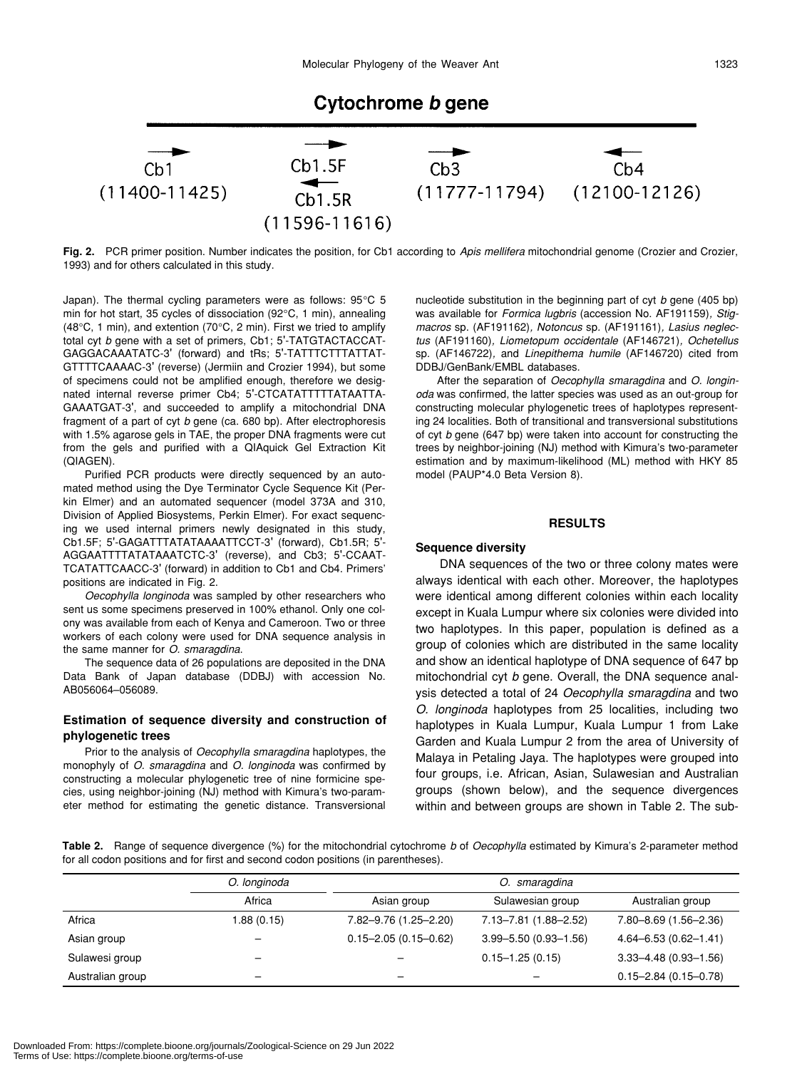## Cytochrome *b* gene

Cb1 (11400-11425) → ; Cb1.5F → ; Cb1.5R ← (11596-11616); Cb3 → (11777-11794); Cb4 ← (12100-12126)

**Fig. 2.** PCR primer position. Number indicates the position, for Cb1 according to *Apis mellifera* mitochondrial genome (Crozier and Crozier, 1993) and for others calculated in this study.

Japan). The thermal cycling parameters were as follows: 95°C 5 min for hot start, 35 cycles of dissociation (92°C, 1 min), annealing (48°C, 1 min), and extention (70°C, 2 min). First we tried to amplify total cyt *b* gene with a set of primers, Cb1; 5'-TATGTACTACCATGAGGACAAATATC-3' (forward) and tRs; 5'-TATTTCTTTATTATGTTTTCAAAAC-3' (reverse) (Jermiin and Crozier 1994), but some of specimens could not be amplified enough, therefore we designated internal reverse primer Cb4; 5'-CTCATATTTTTATAATTAGAAATGAT-3', and succeeded to amplify a mitochondrial DNA fragment of a part of cyt *b* gene (ca. 680 bp). After electrophoresis with 1.5% agarose gels in TAE, the proper DNA fragments were cut from the gels and purified with a QIAquick Gel Extraction Kit (QIAGEN).

Purified PCR products were directly sequenced by an automated method using the Dye Terminator Cycle Sequence Kit (Perkin Elmer) and an automated sequencer (model 373A and 310, Division of Applied Biosystems, Perkin Elmer). For exact sequencing we used internal primers newly designated in this study, Cb1.5F; 5'-GAGATTTATATAAAATTCCT-3' (forward), Cb1.5R; 5'-AGGAATTTTATATAAATCTC-3' (reverse), and Cb3; 5'-CCAATTCATATTCAACC-3' (forward) in addition to Cb1 and Cb4. Primers' positions are indicated in Fig. 2.

*Oecophylla longinoda* was sampled by other researchers who sent us some specimens preserved in 100% ethanol. Only one colony was available from each of Kenya and Cameroon. Two or three workers of each colony were used for DNA sequence analysis in the same manner for *O. smaragdina.*

The sequence data of 26 populations are deposited in the DNA Data Bank of Japan database (DDBJ) with accession No. AB056064–056089.

### Estimation of sequence diversity and construction of phylogenetic trees

Prior to the analysis of *Oecophylla smaragdina* haplotypes, the monophyly of *O. smaragdina* and *O. longinoda* was confirmed by constructing a molecular phylogenetic tree of nine formicine species, using neighbor-joining (NJ) method with Kimura's two-parameter method for estimating the genetic distance. Transversional nucleotide substitution in the beginning part of cyt *b* gene (405 bp) was available for *Formica lugbris* (accession No. AF191159), *Stigmacros* sp. (AF191162), *Notoncus* sp. (AF191161), *Lasius neglectus* (AF191160), *Liometopum occidentale* (AF146721), *Ochetellus* sp. (AF146722), and *Linepithema humile* (AF146720) cited from DDBJ/GenBank/EMBL databases.

After the separation of *Oecophylla smaragdina* and *O. longinoda* was confirmed, the latter species was used as an out-group for constructing molecular phylogenetic trees of haplotypes representing 24 localities. Both of transitional and transversional substitutions of cyt *b* gene (647 bp) were taken into account for constructing the trees by neighbor-joining (NJ) method with Kimura's two-parameter estimation and by maximum-likelihood (ML) method with HKY 85 model (PAUP*4.0 Beta Version 8).

## RESULTS

### Sequence diversity

DNA sequences of the two or three colony mates were always identical with each other. Moreover, the haplotypes were identical among different colonies within each locality except in Kuala Lumpur where six colonies were divided into two haplotypes. In this paper, population is defined as a group of colonies which are distributed in the same locality and show an identical haplotype of DNA sequence of 647 bp mitochondrial cyt *b* gene. Overall, the DNA sequence analysis detected a total of 24 *Oecophylla smaragdina* and two *O. longinoda* haplotypes from 25 localities, including two haplotypes in Kuala Lumpur, Kuala Lumpur 1 from Lake Garden and Kuala Lumpur 2 from the area of University of Malaya in Petaling Jaya. The haplotypes were grouped into four groups, i.e. African, Asian, Sulawesian and Australian groups (shown below), and the sequence divergences within and between groups are shown in Table 2. The sub-

**Table 2.** Range of sequence divergence (%) for the mitochondrial cytochrome *b* of *Oecophylla* estimated by Kimura's 2-parameter method for all codon positions and for first and second codon positions (in parentheses).

| | *O. longinoda* | *O. smaragdina* | | |
|---|---|---|---|---|
| | Africa | Asian group | Sulawesian group | Australian group |
| Africa | 1.88 (0.15) | 7.82–9.76 (1.25–2.20) | 7.13–7.81 (1.88–2.52) | 7.80–8.69 (1.56–2.36) |
| Asian group | – | 0.15–2.05 (0.15–0.62) | 3.99–5.50 (0.93–1.56) | 4.64–6.53 (0.62–1.41) |
| Sulawesi group | – | – | 0.15–1.25 (0.15) | 3.33–4.48 (0.93–1.56) |
| Australian group | – | – | – | 0.15–2.84 (0.15–0.78) |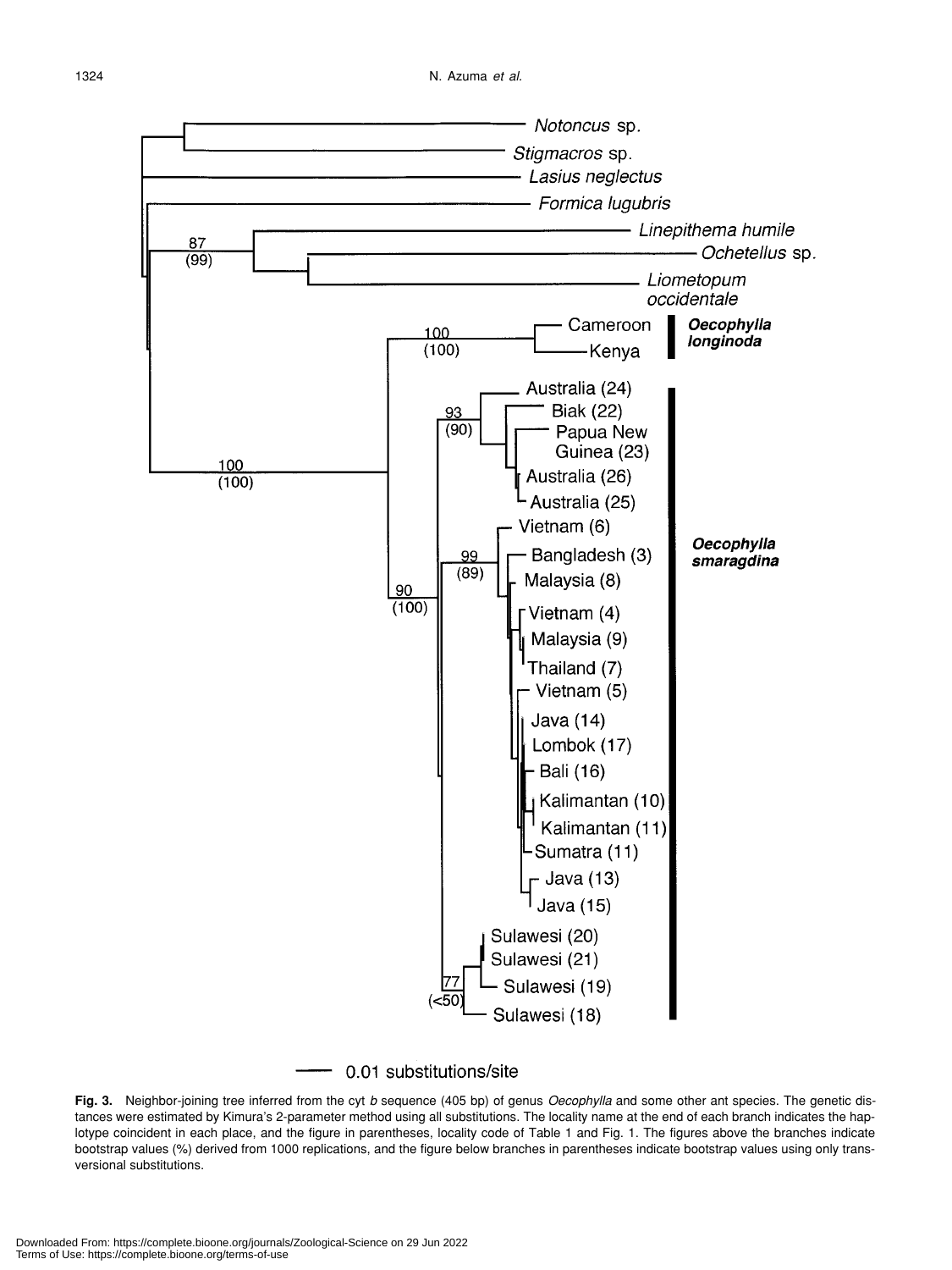**Fig. 3.** Neighbor-joining tree inferred from the cyt *b* sequence (405 bp) of genus *Oecophylla* and some other ant species. The genetic distances were estimated by Kimura's 2-parameter method using all substitutions. The locality name at the end of each branch indicates the haplotype coincident in each place, and the figure in parentheses, locality code of Table 1 and Fig. 1. The figures above the branches indicate bootstrap values (%) derived from 1000 replications, and the figure below branches in parentheses indicate bootstrap values using only transversional substitutions.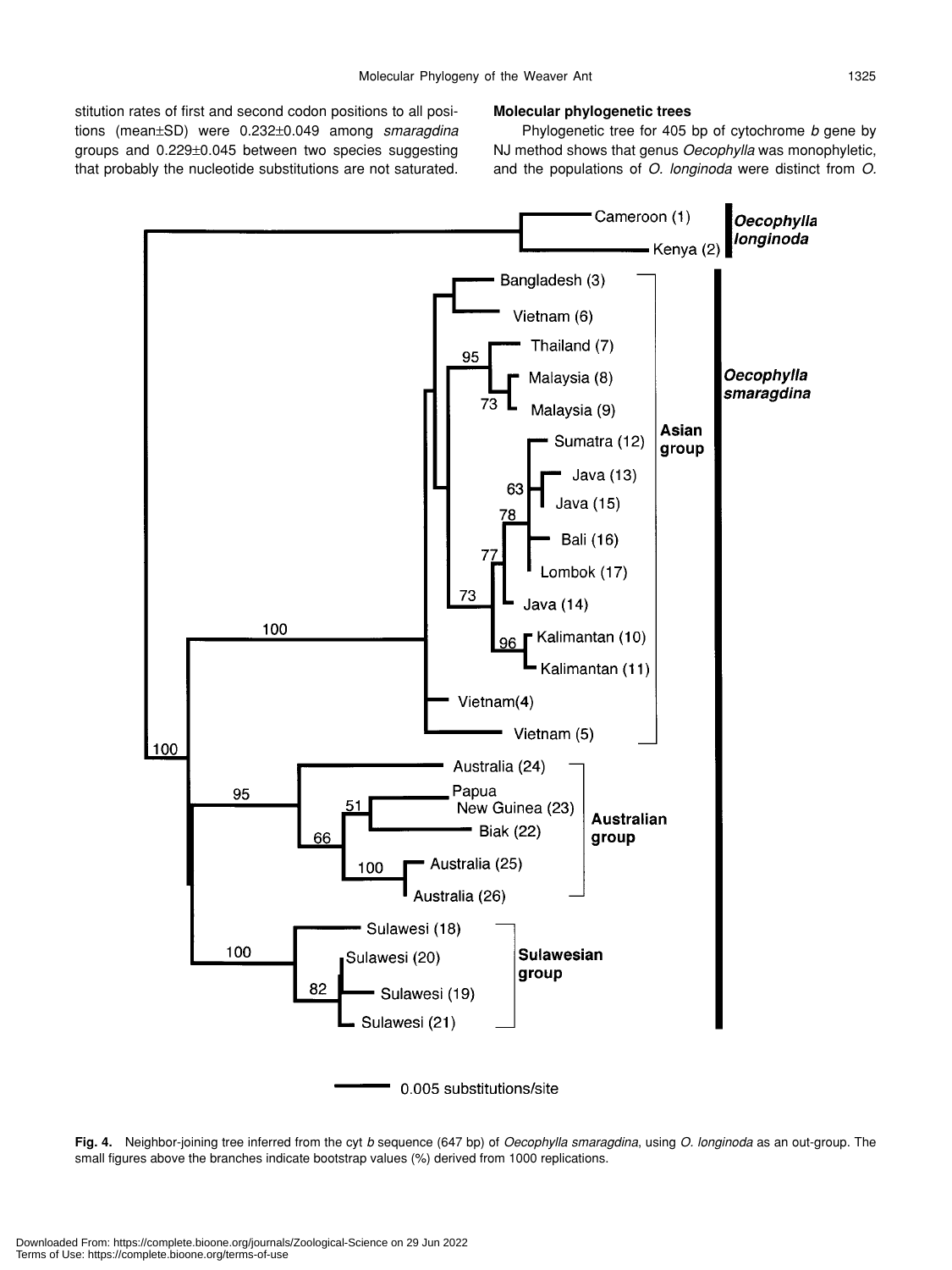stitution rates of first and second codon positions to all positions (mean±SD) were 0.232±0.049 among *smaragdina* groups and 0.229±0.045 between two species suggesting that probably the nucleotide substitutions are not saturated.

### Molecular phylogenetic trees

Phylogenetic tree for 405 bp of cytochrome *b* gene by NJ method shows that genus *Oecophylla* was monophyletic, and the populations of *O. longinoda* were distinct from *O.*

**Fig. 4.** Neighbor-joining tree inferred from the cyt *b* sequence (647 bp) of *Oecophylla smaragdina*, using *O. longinoda* as an out-group. The small figures above the branches indicate bootstrap values (%) derived from 1000 replications.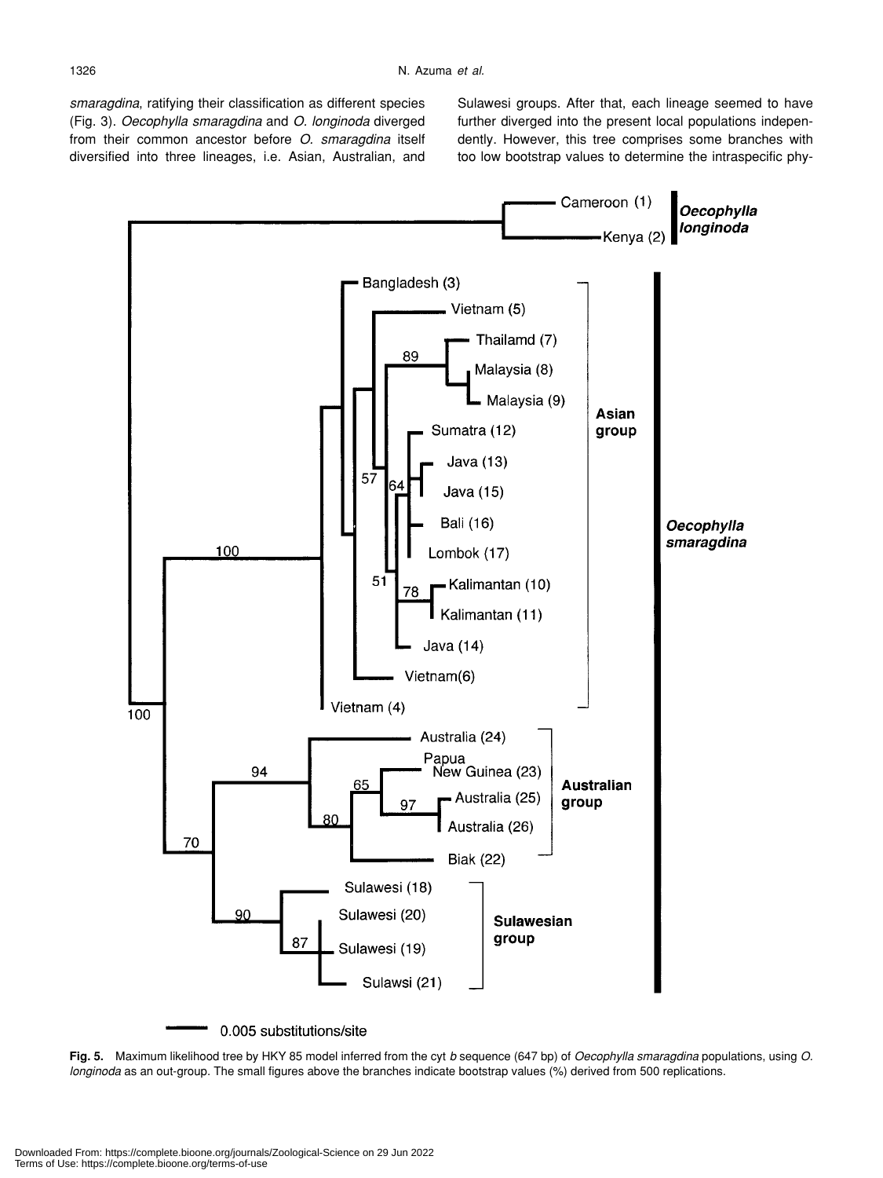*smaragdina*, ratifying their classification as different species (Fig. 3). *Oecophylla smaragdina* and *O. longinoda* diverged from their common ancestor before *O. smaragdina* itself diversified into three lineages, i.e. Asian, Australian, and Sulawesi groups. After that, each lineage seemed to have further diverged into the present local populations independently. However, this tree comprises some branches with too low bootstrap values to determine the intraspecific phy-

**Fig. 5.** Maximum likelihood tree by HKY 85 model inferred from the cyt *b* sequence (647 bp) of *Oecophylla smaragdina* populations, using *O. longinoda* as an out-group. The small figures above the branches indicate bootstrap values (%) derived from 500 replications.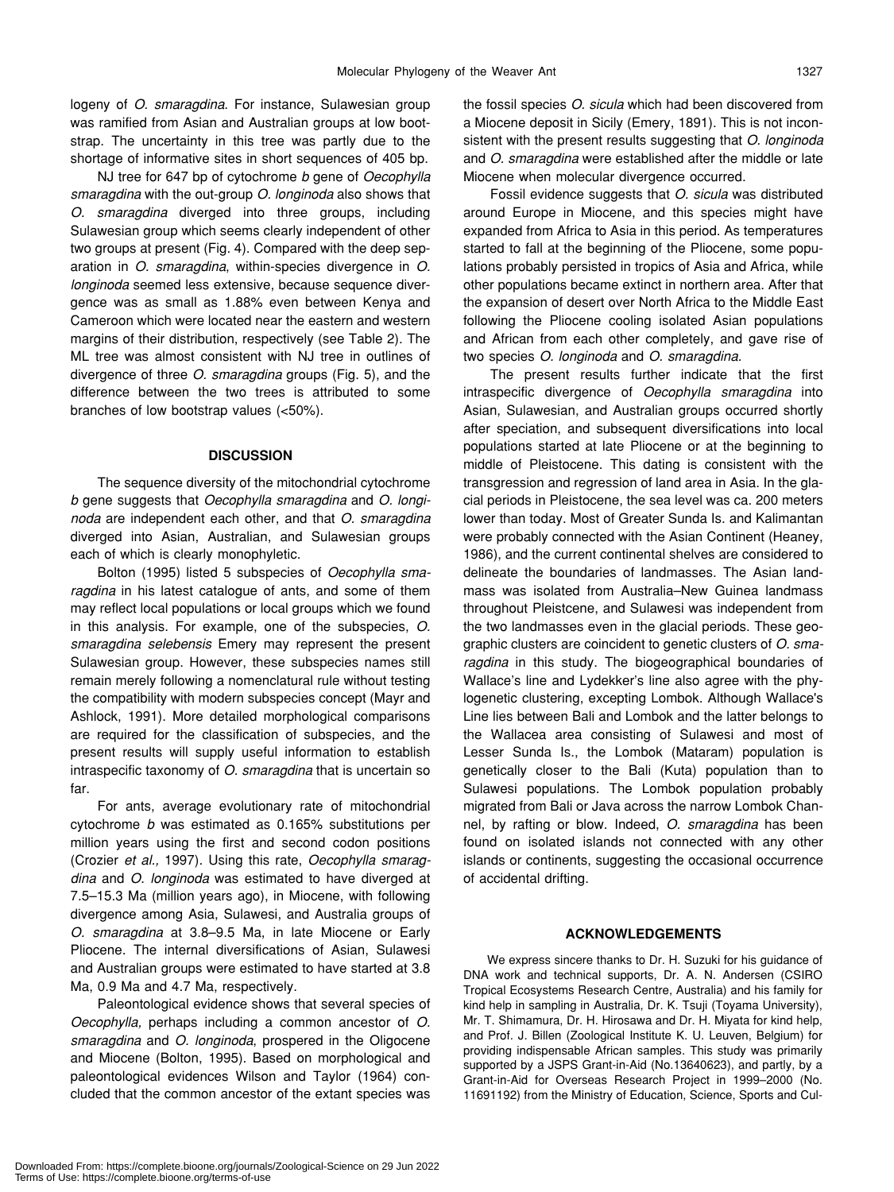logeny of *O. smaragdina*. For instance, Sulawesian group was ramified from Asian and Australian groups at low bootstrap. The uncertainty in this tree was partly due to the shortage of informative sites in short sequences of 405 bp.

NJ tree for 647 bp of cytochrome *b* gene of *Oecophylla smaragdina* with the out-group *O. longinoda* also shows that *O. smaragdina* diverged into three groups, including Sulawesian group which seems clearly independent of other two groups at present (Fig. 4). Compared with the deep separation in *O. smaragdina*, within-species divergence in *O. longinoda* seemed less extensive, because sequence divergence was as small as 1.88% even between Kenya and Cameroon which were located near the eastern and western margins of their distribution, respectively (see Table 2). The ML tree was almost consistent with NJ tree in outlines of divergence of three *O. smaragdina* groups (Fig. 5), and the difference between the two trees is attributed to some branches of low bootstrap values (<50%).

## DISCUSSION

The sequence diversity of the mitochondrial cytochrome *b* gene suggests that *Oecophylla smaragdina* and *O. longinoda* are independent each other, and that *O. smaragdina* diverged into Asian, Australian, and Sulawesian groups each of which is clearly monophyletic.

Bolton (1995) listed 5 subspecies of *Oecophylla smaragdina* in his latest catalogue of ants, and some of them may reflect local populations or local groups which we found in this analysis. For example, one of the subspecies, *O. smaragdina selebensis* Emery may represent the present Sulawesian group. However, these subspecies names still remain merely following a nomenclatural rule without testing the compatibility with modern subspecies concept (Mayr and Ashlock, 1991). More detailed morphological comparisons are required for the classification of subspecies, and the present results will supply useful information to establish intraspecific taxonomy of *O. smaragdina* that is uncertain so far.

For ants, average evolutionary rate of mitochondrial cytochrome *b* was estimated as 0.165% substitutions per million years using the first and second codon positions (Crozier *et al.,* 1997). Using this rate, *Oecophylla smaragdina* and *O. longinoda* was estimated to have diverged at 7.5–15.3 Ma (million years ago), in Miocene, with following divergence among Asia, Sulawesi, and Australia groups of *O. smaragdina* at 3.8–9.5 Ma, in late Miocene or Early Pliocene. The internal diversifications of Asian, Sulawesi and Australian groups were estimated to have started at 3.8 Ma, 0.9 Ma and 4.7 Ma, respectively.

Paleontological evidence shows that several species of *Oecophylla,* perhaps including a common ancestor of *O. smaragdina* and *O. longinoda*, prospered in the Oligocene and Miocene (Bolton, 1995). Based on morphological and paleontological evidences Wilson and Taylor (1964) concluded that the common ancestor of the extant species was the fossil species *O. sicula* which had been discovered from a Miocene deposit in Sicily (Emery, 1891). This is not inconsistent with the present results suggesting that *O. longinoda* and *O. smaragdina* were established after the middle or late Miocene when molecular divergence occurred.

Fossil evidence suggests that *O. sicula* was distributed around Europe in Miocene, and this species might have expanded from Africa to Asia in this period. As temperatures started to fall at the beginning of the Pliocene, some populations probably persisted in tropics of Asia and Africa, while other populations became extinct in northern area. After that the expansion of desert over North Africa to the Middle East following the Pliocene cooling isolated Asian populations and African from each other completely, and gave rise of two species *O. longinoda* and *O. smaragdina*.

The present results further indicate that the first intraspecific divergence of *Oecophylla smaragdina* into Asian, Sulawesian, and Australian groups occurred shortly after speciation, and subsequent diversifications into local populations started at late Pliocene or at the beginning to middle of Pleistocene. This dating is consistent with the transgression and regression of land area in Asia. In the glacial periods in Pleistocene, the sea level was ca. 200 meters lower than today. Most of Greater Sunda Is. and Kalimantan were probably connected with the Asian Continent (Heaney, 1986), and the current continental shelves are considered to delineate the boundaries of landmasses. The Asian landmass was isolated from Australia–New Guinea landmass throughout Pleistcene, and Sulawesi was independent from the two landmasses even in the glacial periods. These geographic clusters are coincident to genetic clusters of *O. smaragdina* in this study. The biogeographical boundaries of Wallace's line and Lydekker's line also agree with the phylogenetic clustering, excepting Lombok. Although Wallace's Line lies between Bali and Lombok and the latter belongs to the Wallacea area consisting of Sulawesi and most of Lesser Sunda Is., the Lombok (Mataram) population is genetically closer to the Bali (Kuta) population than to Sulawesi populations. The Lombok population probably migrated from Bali or Java across the narrow Lombok Channel, by rafting or blow. Indeed, *O. smaragdina* has been found on isolated islands not connected with any other islands or continents, suggesting the occasional occurrence of accidental drifting.

## ACKNOWLEDGEMENTS

We express sincere thanks to Dr. H. Suzuki for his guidance of DNA work and technical supports, Dr. A. N. Andersen (CSIRO Tropical Ecosystems Research Centre, Australia) and his family for kind help in sampling in Australia, Dr. K. Tsuji (Toyama University), Mr. T. Shimamura, Dr. H. Hirosawa and Dr. H. Miyata for kind help, and Prof. J. Billen (Zoological Institute K. U. Leuven, Belgium) for providing indispensable African samples. This study was primarily supported by a JSPS Grant-in-Aid (No.13640623), and partly, by a Grant-in-Aid for Overseas Research Project in 1999–2000 (No. 11691192) from the Ministry of Education, Science, Sports and Cul-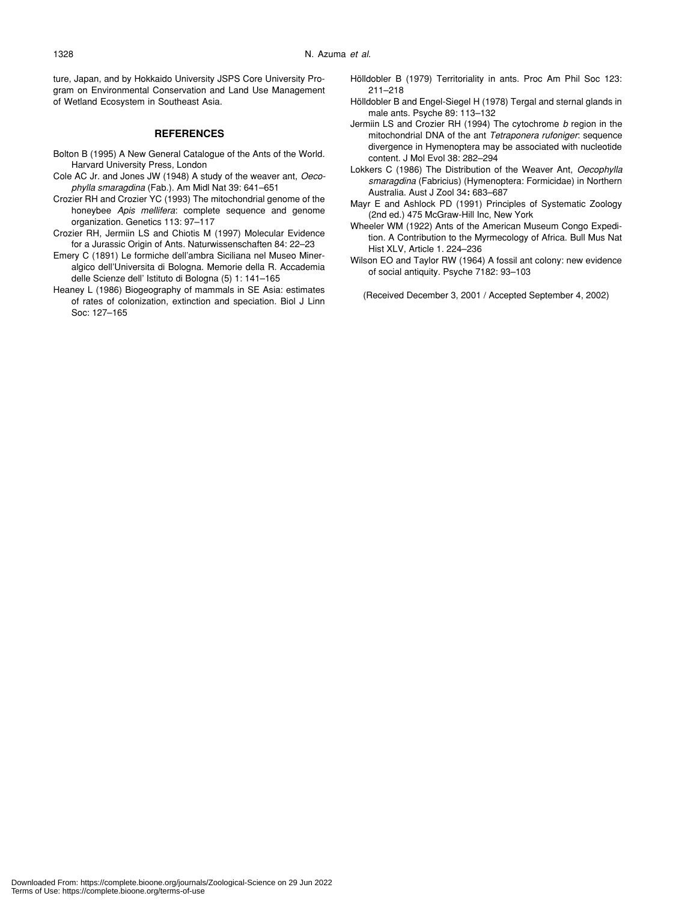ture, Japan, and by Hokkaido University JSPS Core University Program on Environmental Conservation and Land Use Management of Wetland Ecosystem in Southeast Asia.

## REFERENCES

Bolton B (1995) A New General Catalogue of the Ants of the World. Harvard University Press, London

Cole AC Jr. and Jones JW (1948) A study of the weaver ant, *Oecophylla smaragdina* (Fab.). Am Midl Nat 39: 641–651

Crozier RH and Crozier YC (1993) The mitochondrial genome of the honeybee *Apis mellifera*: complete sequence and genome organization. Genetics 113: 97–117

Crozier RH, Jermiin LS and Chiotis M (1997) Molecular Evidence for a Jurassic Origin of Ants. Naturwissenschaften 84: 22–23

Emery C (1891) Le formiche dell'ambra Siciliana nel Museo Mineralgico dell'Universita di Bologna. Memorie della R. Accademia delle Scienze dell' Istituto di Bologna (5) 1: 141–165

Heaney L (1986) Biogeography of mammals in SE Asia: estimates of rates of colonization, extinction and speciation. Biol J Linn Soc: 127–165

Hölldobler B (1979) Territoriality in ants. Proc Am Phil Soc 123: 211–218

Hölldobler B and Engel-Siegel H (1978) Tergal and sternal glands in male ants. Psyche 89: 113–132

Jermiin LS and Crozier RH (1994) The cytochrome *b* region in the mitochondrial DNA of the ant *Tetraponera rufoniger*: sequence divergence in Hymenoptera may be associated with nucleotide content. J Mol Evol 38: 282–294

Lokkers C (1986) The Distribution of the Weaver Ant, *Oecophylla smaragdina* (Fabricius) (Hymenoptera: Formicidae) in Northern Australia. Aust J Zool 34**:** 683–687

Mayr E and Ashlock PD (1991) Principles of Systematic Zoology (2nd ed.) 475 McGraw-Hill Inc, New York

Wheeler WM (1922) Ants of the American Museum Congo Expedition. A Contribution to the Myrmecology of Africa. Bull Mus Nat Hist XLV, Article 1. 224–236

Wilson EO and Taylor RW (1964) A fossil ant colony: new evidence of social antiquity. Psyche 7182: 93–103

(Received December 3, 2001 / Accepted September 4, 2002)